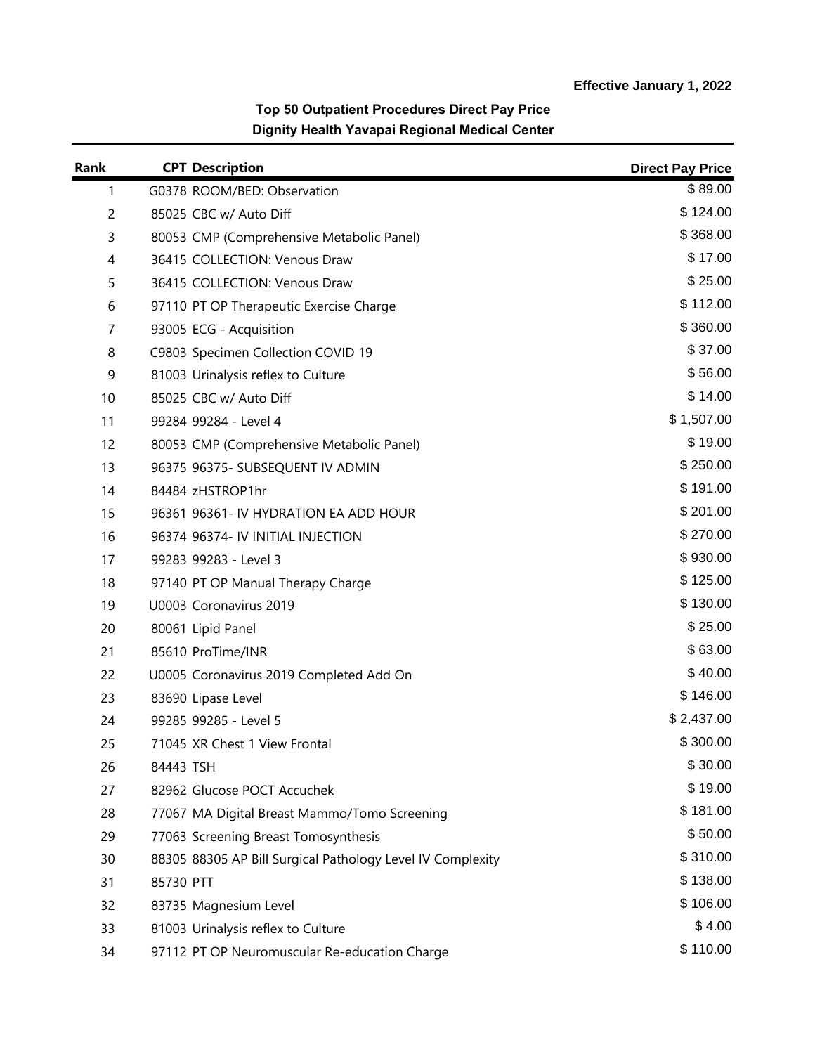**Effective January 1, 2022**

## Top 50 Outpatient Procedures Direct Pay Price
## Dignity Health Yavapai Regional Medical Center

| Rank | CPT Description | Direct Pay Price |
|---|---|---|
| 1 | G0378 ROOM/BED: Observation | $ 89.00 |
| 2 | 85025 CBC w/ Auto Diff | $ 124.00 |
| 3 | 80053 CMP (Comprehensive Metabolic Panel) | $ 368.00 |
| 4 | 36415 COLLECTION: Venous Draw | $ 17.00 |
| 5 | 36415 COLLECTION: Venous Draw | $ 25.00 |
| 6 | 97110 PT OP Therapeutic Exercise Charge | $ 112.00 |
| 7 | 93005 ECG - Acquisition | $ 360.00 |
| 8 | C9803 Specimen Collection COVID 19 | $ 37.00 |
| 9 | 81003 Urinalysis reflex to Culture | $ 56.00 |
| 10 | 85025 CBC w/ Auto Diff | $ 14.00 |
| 11 | 99284 99284 - Level 4 | $ 1,507.00 |
| 12 | 80053 CMP (Comprehensive Metabolic Panel) | $ 19.00 |
| 13 | 96375 96375- SUBSEQUENT IV ADMIN | $ 250.00 |
| 14 | 84484 zHSTROP1hr | $ 191.00 |
| 15 | 96361 96361- IV HYDRATION EA ADD HOUR | $ 201.00 |
| 16 | 96374 96374- IV INITIAL INJECTION | $ 270.00 |
| 17 | 99283 99283 - Level 3 | $ 930.00 |
| 18 | 97140 PT OP Manual Therapy Charge | $ 125.00 |
| 19 | U0003 Coronavirus 2019 | $ 130.00 |
| 20 | 80061 Lipid Panel | $ 25.00 |
| 21 | 85610 ProTime/INR | $ 63.00 |
| 22 | U0005 Coronavirus 2019 Completed Add On | $ 40.00 |
| 23 | 83690 Lipase Level | $ 146.00 |
| 24 | 99285 99285 - Level 5 | $ 2,437.00 |
| 25 | 71045 XR Chest 1 View Frontal | $ 300.00 |
| 26 | 84443 TSH | $ 30.00 |
| 27 | 82962 Glucose POCT Accuchek | $ 19.00 |
| 28 | 77067 MA Digital Breast Mammo/Tomo Screening | $ 181.00 |
| 29 | 77063 Screening Breast Tomosynthesis | $ 50.00 |
| 30 | 88305 88305 AP Bill Surgical Pathology Level IV Complexity | $ 310.00 |
| 31 | 85730 PTT | $ 138.00 |
| 32 | 83735 Magnesium Level | $ 106.00 |
| 33 | 81003 Urinalysis reflex to Culture | $ 4.00 |
| 34 | 97112 PT OP Neuromuscular Re-education Charge | $ 110.00 |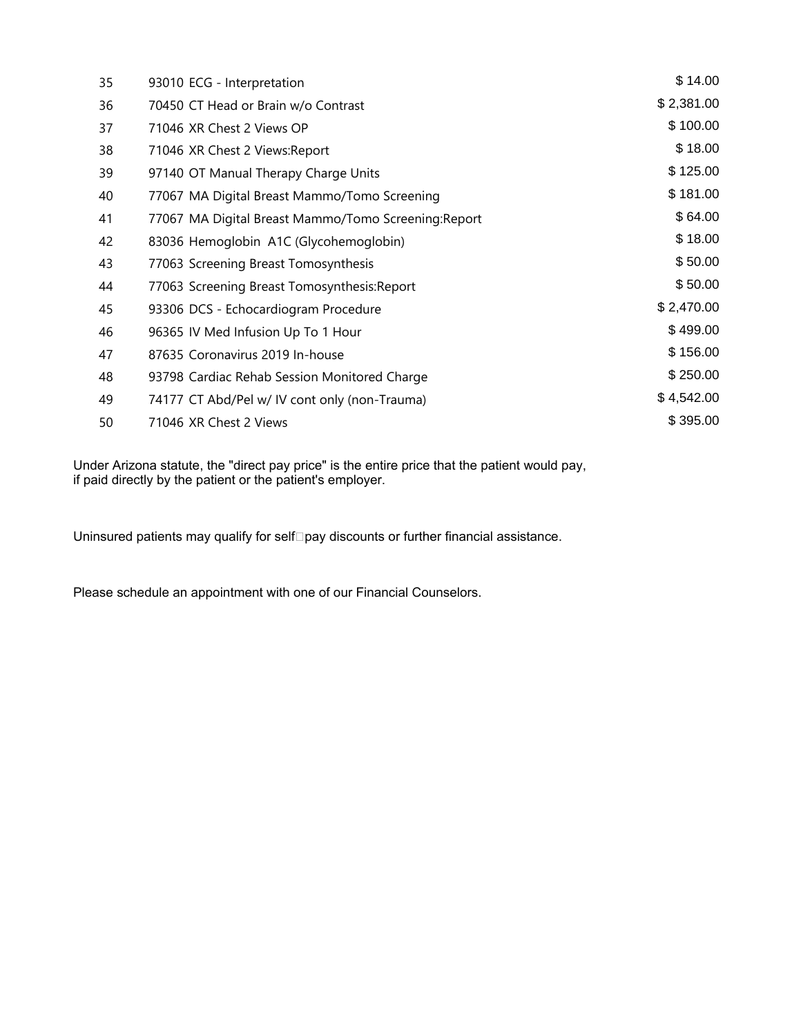| | | |
|---|---|---|
| 35 | 93010 ECG - Interpretation | $ 14.00 |
| 36 | 70450 CT Head or Brain w/o Contrast | $ 2,381.00 |
| 37 | 71046 XR Chest 2 Views OP | $ 100.00 |
| 38 | 71046 XR Chest 2 Views:Report | $ 18.00 |
| 39 | 97140 OT Manual Therapy Charge Units | $ 125.00 |
| 40 | 77067 MA Digital Breast Mammo/Tomo Screening | $ 181.00 |
| 41 | 77067 MA Digital Breast Mammo/Tomo Screening:Report | $ 64.00 |
| 42 | 83036 Hemoglobin A1C (Glycohemoglobin) | $ 18.00 |
| 43 | 77063 Screening Breast Tomosynthesis | $ 50.00 |
| 44 | 77063 Screening Breast Tomosynthesis:Report | $ 50.00 |
| 45 | 93306 DCS - Echocardiogram Procedure | $ 2,470.00 |
| 46 | 96365 IV Med Infusion Up To 1 Hour | $ 499.00 |
| 47 | 87635 Coronavirus 2019 In-house | $ 156.00 |
| 48 | 93798 Cardiac Rehab Session Monitored Charge | $ 250.00 |
| 49 | 74177 CT Abd/Pel w/ IV cont only (non-Trauma) | $ 4,542.00 |
| 50 | 71046 XR Chest 2 Views | $ 395.00 |

Under Arizona statute, the "direct pay price" is the entire price that the patient would pay, if paid directly by the patient or the patient's employer.

Uninsured patients may qualify for self-pay discounts or further financial assistance.

Please schedule an appointment with one of our Financial Counselors.